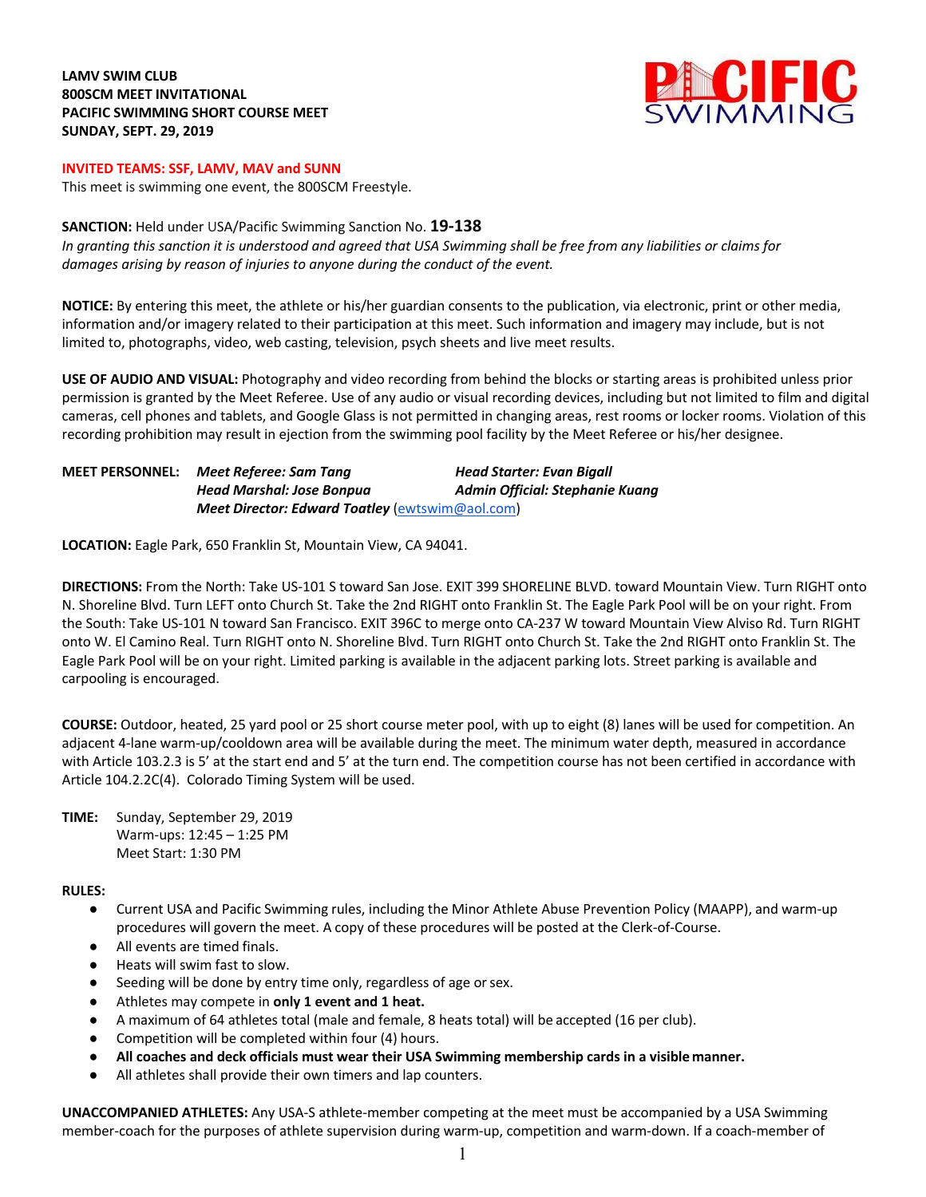**LAMV SWIM CLUB**
**800SCM MEET INVITATIONAL**
**PACIFIC SWIMMING SHORT COURSE MEET**
**SUNDAY, SEPT. 29, 2019**

**INVITED TEAMS: SSF, LAMV, MAV and SUNN**

This meet is swimming one event, the 800SCM Freestyle.

**SANCTION:** Held under USA/Pacific Swimming Sanction No. **19-138**

*In granting this sanction it is understood and agreed that USA Swimming shall be free from any liabilities or claims for damages arising by reason of injuries to anyone during the conduct of the event.*

**NOTICE:** By entering this meet, the athlete or his/her guardian consents to the publication, via electronic, print or other media, information and/or imagery related to their participation at this meet. Such information and imagery may include, but is not limited to, photographs, video, web casting, television, psych sheets and live meet results.

**USE OF AUDIO AND VISUAL:** Photography and video recording from behind the blocks or starting areas is prohibited unless prior permission is granted by the Meet Referee. Use of any audio or visual recording devices, including but not limited to film and digital cameras, cell phones and tablets, and Google Glass is not permitted in changing areas, rest rooms or locker rooms. Violation of this recording prohibition may result in ejection from the swimming pool facility by the Meet Referee or his/her designee.

**MEET PERSONNEL:**
***Meet Referee: Sam Tang*** | ***Head Starter: Evan Bigall***
***Head Marshal: Jose Bonpua*** | ***Admin Official: Stephanie Kuang***
***Meet Director: Edward Toatley*** (ewtswim@aol.com)

**LOCATION:** Eagle Park, 650 Franklin St, Mountain View, CA 94041.

**DIRECTIONS:** From the North: Take US-101 S toward San Jose. EXIT 399 SHORELINE BLVD. toward Mountain View. Turn RIGHT onto N. Shoreline Blvd. Turn LEFT onto Church St. Take the 2nd RIGHT onto Franklin St. The Eagle Park Pool will be on your right. From the South: Take US-101 N toward San Francisco. EXIT 396C to merge onto CA-237 W toward Mountain View Alviso Rd. Turn RIGHT onto W. El Camino Real. Turn RIGHT onto N. Shoreline Blvd. Turn RIGHT onto Church St. Take the 2nd RIGHT onto Franklin St. The Eagle Park Pool will be on your right. Limited parking is available in the adjacent parking lots. Street parking is available and carpooling is encouraged.

**COURSE:** Outdoor, heated, 25 yard pool or 25 short course meter pool, with up to eight (8) lanes will be used for competition. An adjacent 4-lane warm-up/cooldown area will be available during the meet. The minimum water depth, measured in accordance with Article 103.2.3 is 5' at the start end and 5' at the turn end. The competition course has not been certified in accordance with Article 104.2.2C(4). Colorado Timing System will be used.

**TIME:** Sunday, September 29, 2019
Warm-ups: 12:45 – 1:25 PM
Meet Start: 1:30 PM

**RULES:**

- Current USA and Pacific Swimming rules, including the Minor Athlete Abuse Prevention Policy (MAAPP), and warm-up procedures will govern the meet. A copy of these procedures will be posted at the Clerk-of-Course.
- All events are timed finals.
- Heats will swim fast to slow.
- Seeding will be done by entry time only, regardless of age or sex.
- Athletes may compete in **only 1 event and 1 heat.**
- A maximum of 64 athletes total (male and female, 8 heats total) will be accepted (16 per club).
- Competition will be completed within four (4) hours.
- **All coaches and deck officials must wear their USA Swimming membership cards in a visible manner.**
- All athletes shall provide their own timers and lap counters.

**UNACCOMPANIED ATHLETES:** Any USA-S athlete-member competing at the meet must be accompanied by a USA Swimming member-coach for the purposes of athlete supervision during warm-up, competition and warm-down. If a coach-member of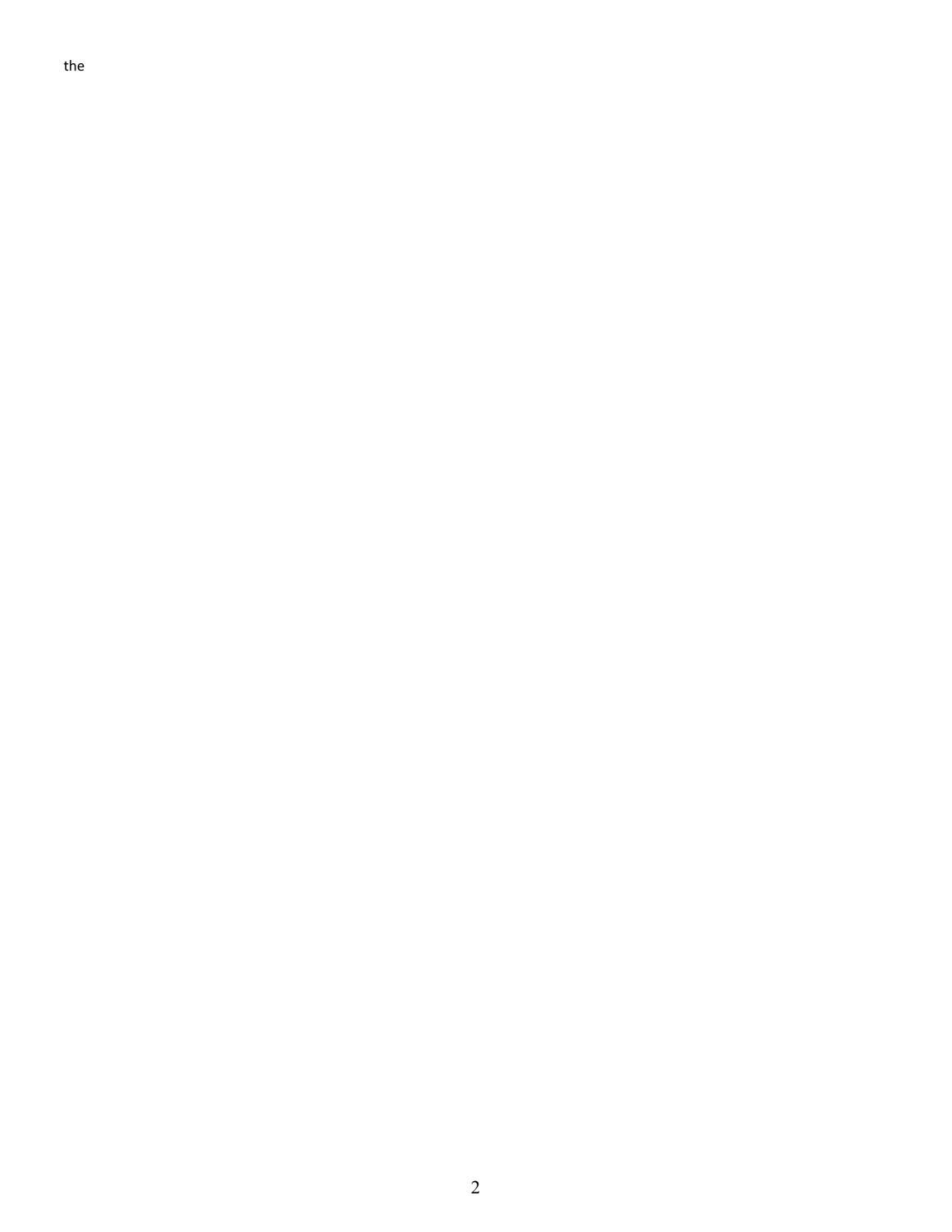the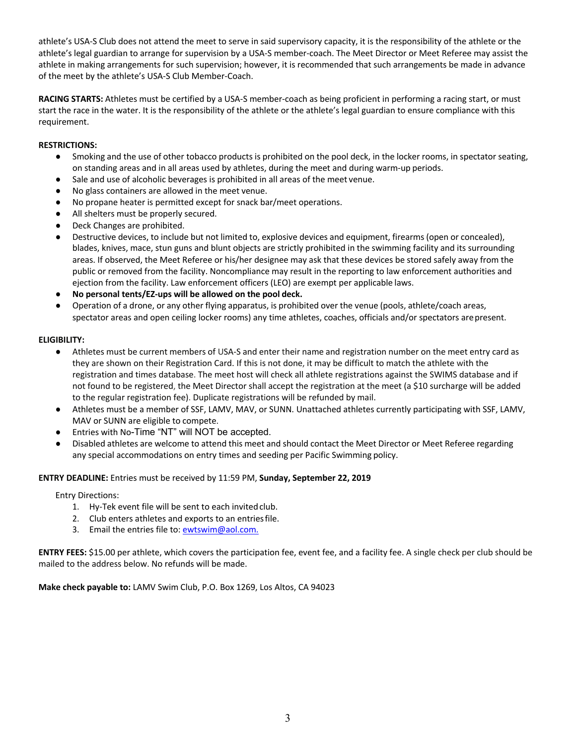athlete's USA-S Club does not attend the meet to serve in said supervisory capacity, it is the responsibility of the athlete or the athlete's legal guardian to arrange for supervision by a USA-S member-coach. The Meet Director or Meet Referee may assist the athlete in making arrangements for such supervision; however, it is recommended that such arrangements be made in advance of the meet by the athlete's USA-S Club Member-Coach.

**RACING STARTS:** Athletes must be certified by a USA-S member-coach as being proficient in performing a racing start, or must start the race in the water. It is the responsibility of the athlete or the athlete's legal guardian to ensure compliance with this requirement.

**RESTRICTIONS:**

- Smoking and the use of other tobacco products is prohibited on the pool deck, in the locker rooms, in spectator seating, on standing areas and in all areas used by athletes, during the meet and during warm-up periods.
- Sale and use of alcoholic beverages is prohibited in all areas of the meet venue.
- No glass containers are allowed in the meet venue.
- No propane heater is permitted except for snack bar/meet operations.
- All shelters must be properly secured.
- Deck Changes are prohibited.
- Destructive devices, to include but not limited to, explosive devices and equipment, firearms (open or concealed), blades, knives, mace, stun guns and blunt objects are strictly prohibited in the swimming facility and its surrounding areas. If observed, the Meet Referee or his/her designee may ask that these devices be stored safely away from the public or removed from the facility. Noncompliance may result in the reporting to law enforcement authorities and ejection from the facility. Law enforcement officers (LEO) are exempt per applicable laws.
- **No personal tents/EZ-ups will be allowed on the pool deck.**
- Operation of a drone, or any other flying apparatus, is prohibited over the venue (pools, athlete/coach areas, spectator areas and open ceiling locker rooms) any time athletes, coaches, officials and/or spectators are present.

**ELIGIBILITY:**

- Athletes must be current members of USA-S and enter their name and registration number on the meet entry card as they are shown on their Registration Card. If this is not done, it may be difficult to match the athlete with the registration and times database. The meet host will check all athlete registrations against the SWIMS database and if not found to be registered, the Meet Director shall accept the registration at the meet (a $10 surcharge will be added to the regular registration fee). Duplicate registrations will be refunded by mail.
- Athletes must be a member of SSF, LAMV, MAV, or SUNN. Unattached athletes currently participating with SSF, LAMV, MAV or SUNN are eligible to compete.
- Entries with No-Time "NT" will NOT be accepted.
- Disabled athletes are welcome to attend this meet and should contact the Meet Director or Meet Referee regarding any special accommodations on entry times and seeding per Pacific Swimming policy.

**ENTRY DEADLINE:** Entries must be received by 11:59 PM, **Sunday, September 22, 2019**

Entry Directions:

1. Hy-Tek event file will be sent to each invited club.
2. Club enters athletes and exports to an entries file.
3. Email the entries file to: ewtswim@aol.com.

**ENTRY FEES:** $15.00 per athlete, which covers the participation fee, event fee, and a facility fee. A single check per club should be mailed to the address below. No refunds will be made.

**Make check payable to:** LAMV Swim Club, P.O. Box 1269, Los Altos, CA 94023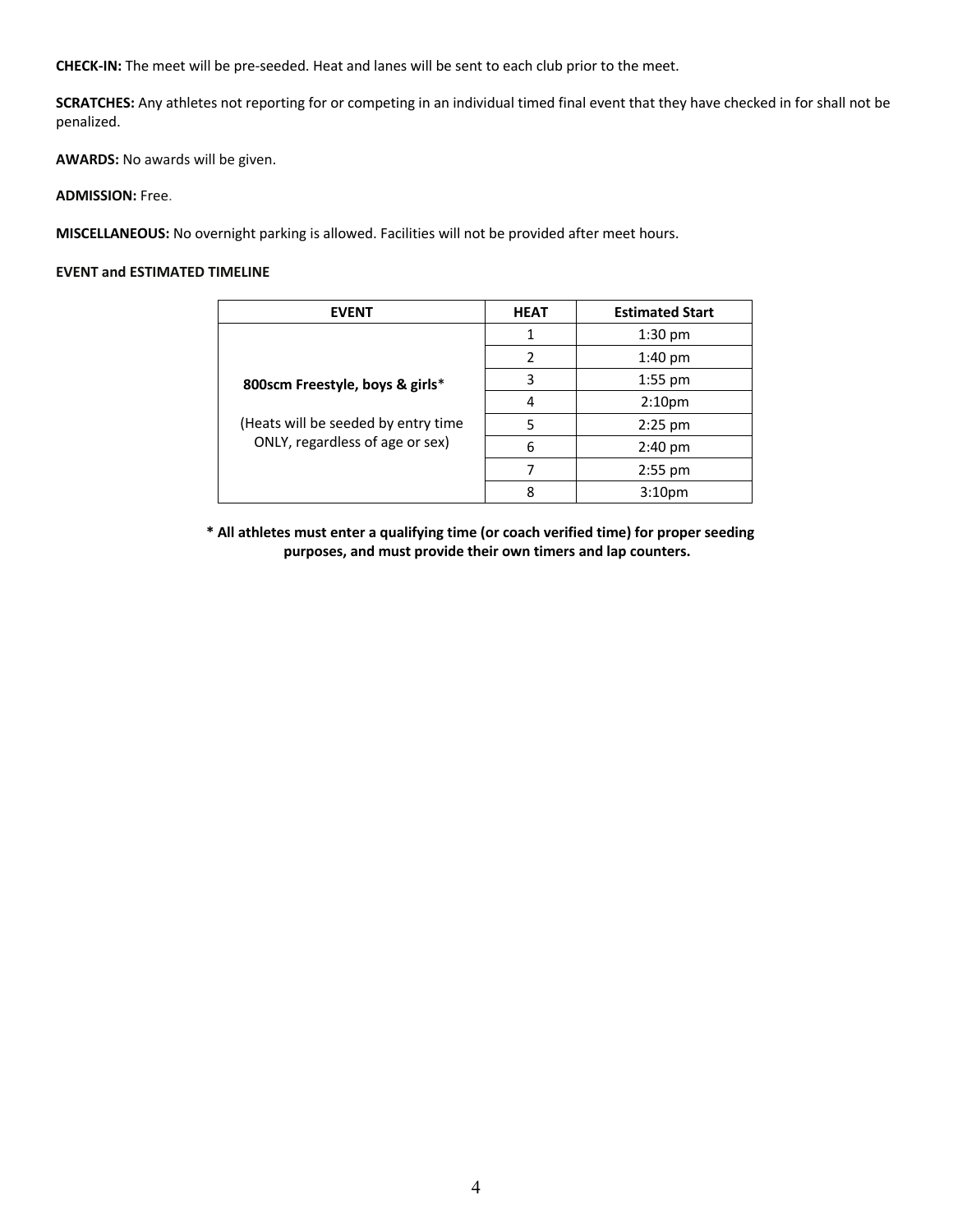**CHECK-IN:** The meet will be pre-seeded. Heat and lanes will be sent to each club prior to the meet.

**SCRATCHES:** Any athletes not reporting for or competing in an individual timed final event that they have checked in for shall not be penalized.

**AWARDS:** No awards will be given.

**ADMISSION:** Free.

**MISCELLANEOUS:** No overnight parking is allowed. Facilities will not be provided after meet hours.

**EVENT and ESTIMATED TIMELINE**

| EVENT | HEAT | Estimated Start |
|---|---|---|
| **800scm Freestyle, boys & girls*** (Heats will be seeded by entry time ONLY, regardless of age or sex) | 1 | 1:30 pm |
| | 2 | 1:40 pm |
| | 3 | 1:55 pm |
| | 4 | 2:10pm |
| | 5 | 2:25 pm |
| | 6 | 2:40 pm |
| | 7 | 2:55 pm |
| | 8 | 3:10pm |

**\* All athletes must enter a qualifying time (or coach verified time) for proper seeding purposes, and must provide their own timers and lap counters.**